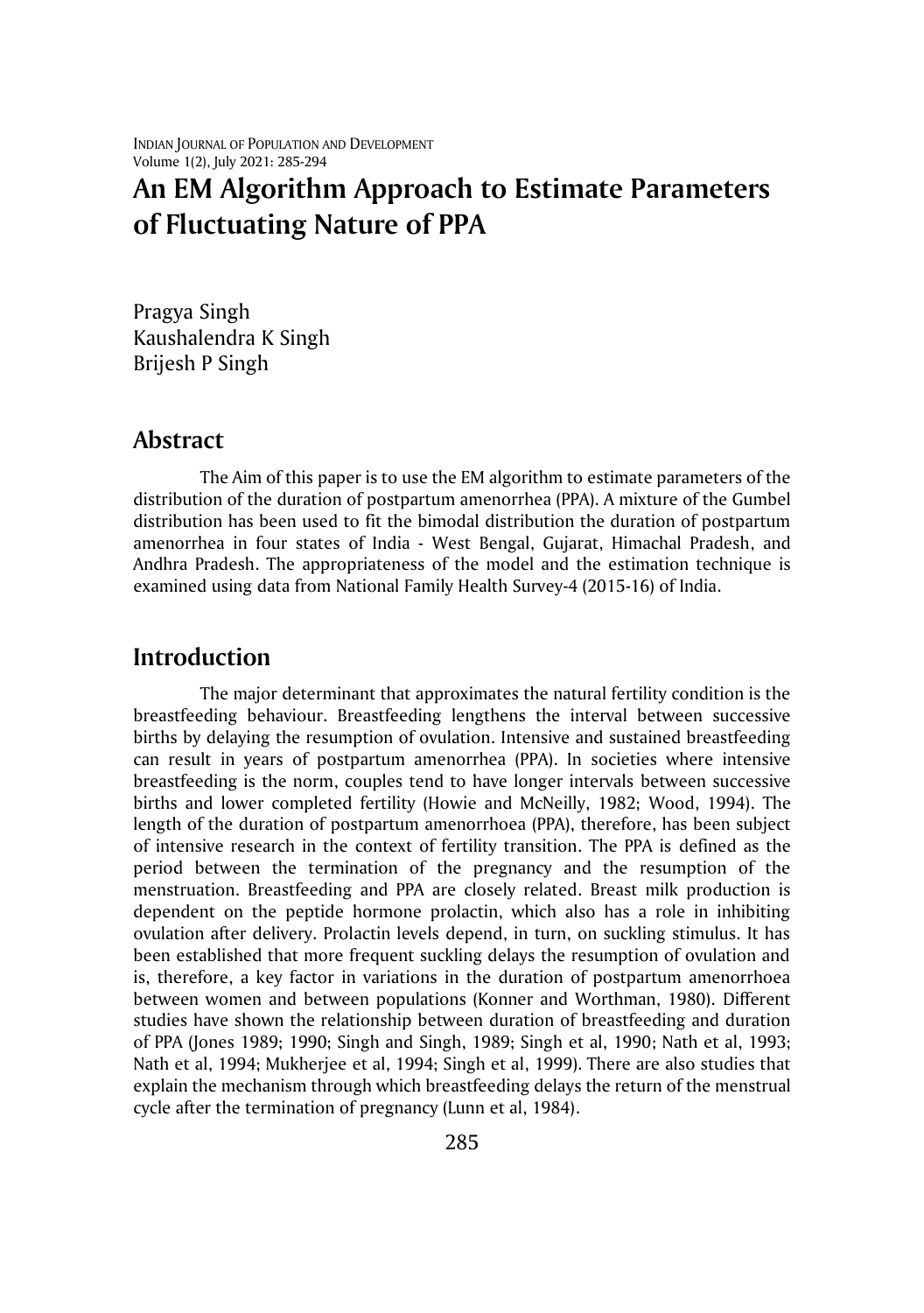# An EM Algorithm Approach to Estimate Parameters of Fluctuating Nature of PPA

Pragya Singh
Kaushalendra K Singh
Brijesh P Singh

## Abstract

The Aim of this paper is to use the EM algorithm to estimate parameters of the distribution of the duration of postpartum amenorrhea (PPA). A mixture of the Gumbel distribution has been used to fit the bimodal distribution the duration of postpartum amenorrhea in four states of India - West Bengal, Gujarat, Himachal Pradesh, and Andhra Pradesh. The appropriateness of the model and the estimation technique is examined using data from National Family Health Survey-4 (2015-16) of India.

## Introduction

The major determinant that approximates the natural fertility condition is the breastfeeding behaviour. Breastfeeding lengthens the interval between successive births by delaying the resumption of ovulation. Intensive and sustained breastfeeding can result in years of postpartum amenorrhea (PPA). In societies where intensive breastfeeding is the norm, couples tend to have longer intervals between successive births and lower completed fertility (Howie and McNeilly, 1982; Wood, 1994). The length of the duration of postpartum amenorrhoea (PPA), therefore, has been subject of intensive research in the context of fertility transition. The PPA is defined as the period between the termination of the pregnancy and the resumption of the menstruation. Breastfeeding and PPA are closely related. Breast milk production is dependent on the peptide hormone prolactin, which also has a role in inhibiting ovulation after delivery. Prolactin levels depend, in turn, on suckling stimulus. It has been established that more frequent suckling delays the resumption of ovulation and is, therefore, a key factor in variations in the duration of postpartum amenorrhoea between women and between populations (Konner and Worthman, 1980). Different studies have shown the relationship between duration of breastfeeding and duration of PPA (Jones 1989; 1990; Singh and Singh, 1989; Singh et al, 1990; Nath et al, 1993; Nath et al, 1994; Mukherjee et al, 1994; Singh et al, 1999). There are also studies that explain the mechanism through which breastfeeding delays the return of the menstrual cycle after the termination of pregnancy (Lunn et al, 1984).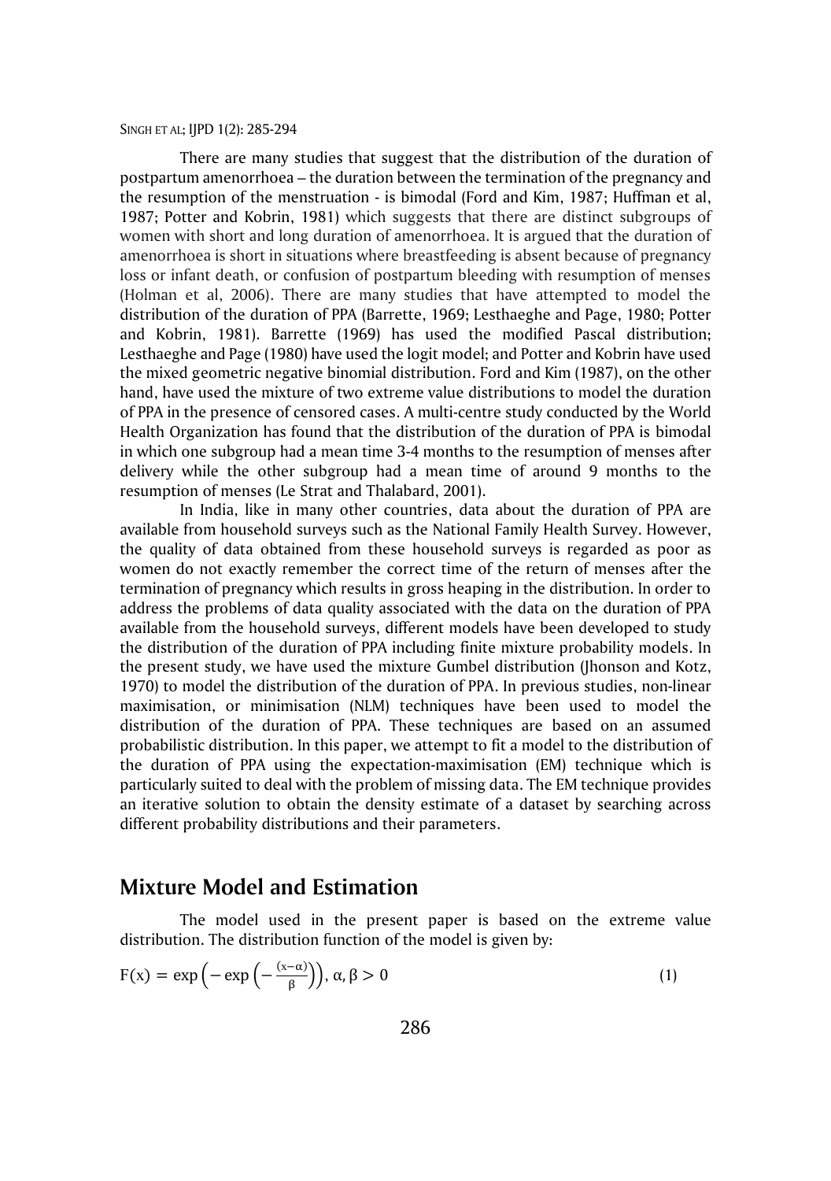There are many studies that suggest that the distribution of the duration of postpartum amenorrhoea – the duration between the termination of the pregnancy and the resumption of the menstruation - is bimodal (Ford and Kim, 1987; Huffman et al, 1987; Potter and Kobrin, 1981) which suggests that there are distinct subgroups of women with short and long duration of amenorrhoea. It is argued that the duration of amenorrhoea is short in situations where breastfeeding is absent because of pregnancy loss or infant death, or confusion of postpartum bleeding with resumption of menses (Holman et al, 2006). There are many studies that have attempted to model the distribution of the duration of PPA (Barrette, 1969; Lesthaeghe and Page, 1980; Potter and Kobrin, 1981). Barrette (1969) has used the modified Pascal distribution; Lesthaeghe and Page (1980) have used the logit model; and Potter and Kobrin have used the mixed geometric negative binomial distribution. Ford and Kim (1987), on the other hand, have used the mixture of two extreme value distributions to model the duration of PPA in the presence of censored cases. A multi-centre study conducted by the World Health Organization has found that the distribution of the duration of PPA is bimodal in which one subgroup had a mean time 3-4 months to the resumption of menses after delivery while the other subgroup had a mean time of around 9 months to the resumption of menses (Le Strat and Thalabard, 2001).

In India, like in many other countries, data about the duration of PPA are available from household surveys such as the National Family Health Survey. However, the quality of data obtained from these household surveys is regarded as poor as women do not exactly remember the correct time of the return of menses after the termination of pregnancy which results in gross heaping in the distribution. In order to address the problems of data quality associated with the data on the duration of PPA available from the household surveys, different models have been developed to study the distribution of the duration of PPA including finite mixture probability models. In the present study, we have used the mixture Gumbel distribution (Jhonson and Kotz, 1970) to model the distribution of the duration of PPA. In previous studies, non-linear maximisation, or minimisation (NLM) techniques have been used to model the distribution of the duration of PPA. These techniques are based on an assumed probabilistic distribution. In this paper, we attempt to fit a model to the distribution of the duration of PPA using the expectation-maximisation (EM) technique which is particularly suited to deal with the problem of missing data. The EM technique provides an iterative solution to obtain the density estimate of a dataset by searching across different probability distributions and their parameters.

## Mixture Model and Estimation

The model used in the present paper is based on the extreme value distribution. The distribution function of the model is given by:

$$F(x) = \exp\left(-\exp\left(-\frac{(x-\alpha)}{\beta}\right)\right), \alpha, \beta > 0 \tag{1}$$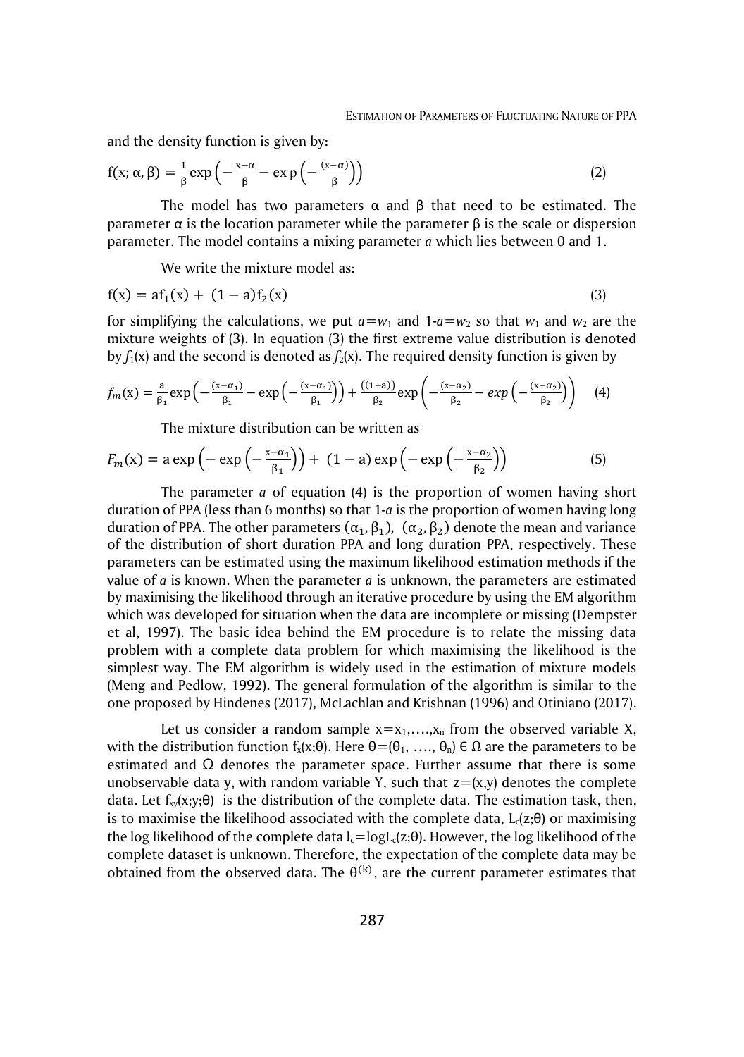and the density function is given by:

$$f(x; \alpha, \beta) = \frac{1}{\beta} \exp\left(-\frac{x-\alpha}{\beta} - \exp\left(-\frac{(x-\alpha)}{\beta}\right)\right) \tag{2}$$

The model has two parameters α and β that need to be estimated. The parameter α is the location parameter while the parameter β is the scale or dispersion parameter. The model contains a mixing parameter *a* which lies between 0 and 1.

We write the mixture model as:

$$f(x) = af_1(x) + (1-a)f_2(x) \tag{3}$$

for simplifying the calculations, we put $a=w_1$ and $1\text{-}a=w_2$ so that $w_1$ and $w_2$ are the mixture weights of (3). In equation (3) the first extreme value distribution is denoted by $f_1(x)$ and the second is denoted as $f_2(x)$. The required density function is given by

$$f_m(x) = \frac{a}{\beta_1} \exp\left(-\frac{(x-\alpha_1)}{\beta_1} - \exp\left(-\frac{(x-\alpha_1)}{\beta_1}\right)\right) + \frac{((1-a))}{\beta_2} \exp\left(-\frac{(x-\alpha_2)}{\beta_2} - exp\left(-\frac{(x-\alpha_2)}{\beta_2}\right)\right) \tag{4}$$

The mixture distribution can be written as

$$F_m(x) = a \exp\left(-\exp\left(-\frac{x-\alpha_1}{\beta_1}\right)\right) + (1-a) \exp\left(-\exp\left(-\frac{x-\alpha_2}{\beta_2}\right)\right) \tag{5}$$

The parameter *a* of equation (4) is the proportion of women having short duration of PPA (less than 6 months) so that 1-*a* is the proportion of women having long duration of PPA. The other parameters $(\alpha_1, \beta_1)$, $(\alpha_2, \beta_2)$ denote the mean and variance of the distribution of short duration PPA and long duration PPA, respectively. These parameters can be estimated using the maximum likelihood estimation methods if the value of *a* is known. When the parameter *a* is unknown, the parameters are estimated by maximising the likelihood through an iterative procedure by using the EM algorithm which was developed for situation when the data are incomplete or missing (Dempster et al, 1997). The basic idea behind the EM procedure is to relate the missing data problem with a complete data problem for which maximising the likelihood is the simplest way. The EM algorithm is widely used in the estimation of mixture models (Meng and Pedlow, 1992). The general formulation of the algorithm is similar to the one proposed by Hindenes (2017), McLachlan and Krishnan (1996) and Otiniano (2017).

Let us consider a random sample $x=x_1,\ldots,x_n$ from the observed variable X, with the distribution function $f_x(x;\theta)$. Here $\theta=(\theta_1, \ldots, \theta_n) \in \Omega$ are the parameters to be estimated and Ω denotes the parameter space. Further assume that there is some unobservable data y, with random variable Y, such that $z=(x,y)$ denotes the complete data. Let $f_{xy}(x;y;\theta)$ is the distribution of the complete data. The estimation task, then, is to maximise the likelihood associated with the complete data, $L_c(z;\theta)$ or maximising the log likelihood of the complete data $l_c=\log L_c(z;\theta)$. However, the log likelihood of the complete dataset is unknown. Therefore, the expectation of the complete data may be obtained from the observed data. The $\theta^{(k)}$, are the current parameter estimates that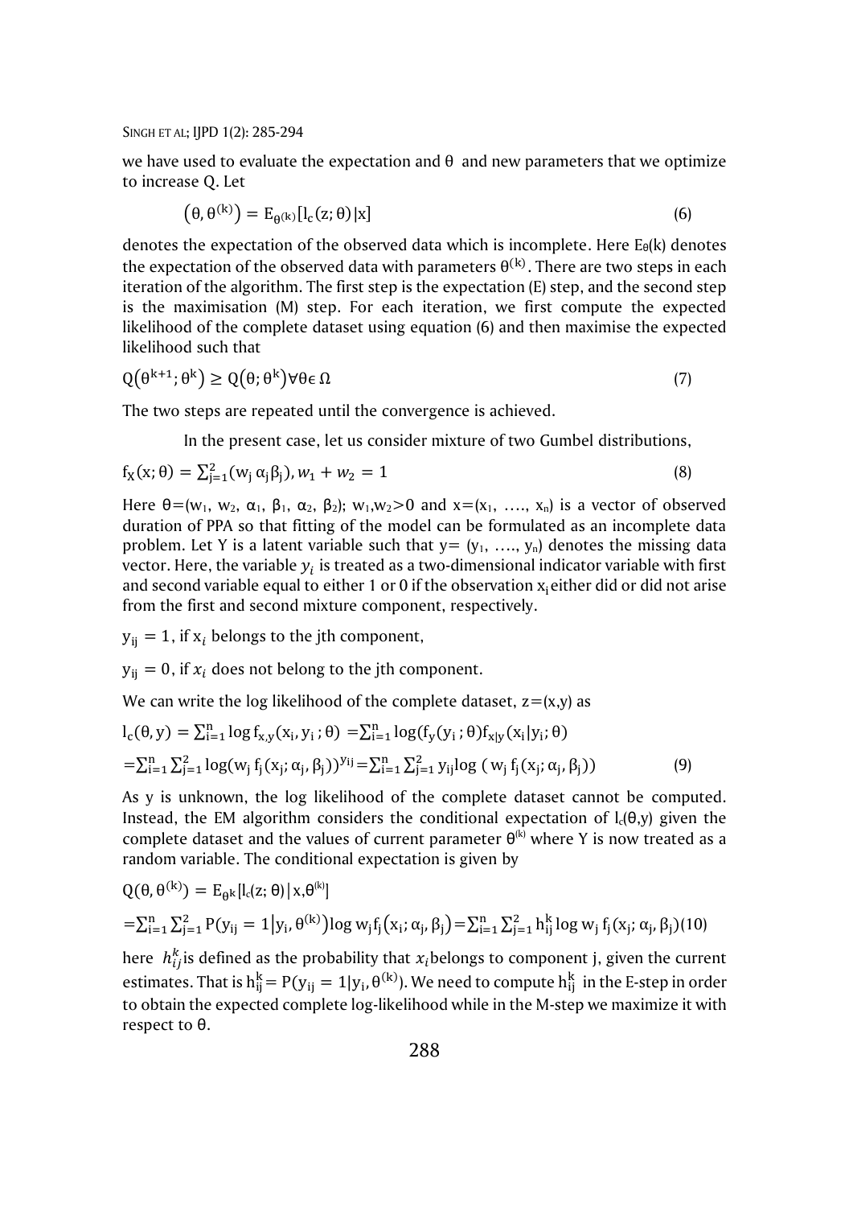we have used to evaluate the expectation and θ and new parameters that we optimize to increase Q. Let

$$\left(\theta, \theta^{(k)}\right) = E_{\theta^{(k)}}[l_c(z;\theta)|x] \tag{6}$$

denotes the expectation of the observed data which is incomplete. Here $E_{\theta}(k)$ denotes the expectation of the observed data with parameters $\theta^{(k)}$. There are two steps in each iteration of the algorithm. The first step is the expectation (E) step, and the second step is the maximisation (M) step. For each iteration, we first compute the expected likelihood of the complete dataset using equation (6) and then maximise the expected likelihood such that

$$Q\left(\theta^{k+1};\theta^{k}\right) \geq Q\left(\theta;\theta^{k}\right) \forall \theta \in \Omega \tag{7}$$

The two steps are repeated until the convergence is achieved.

In the present case, let us consider mixture of two Gumbel distributions,

$$f_X(x;\theta) = \sum_{j=1}^{2}(w_j\, \alpha_j \beta_j), w_1 + w_2 = 1 \tag{8}$$

Here $\theta=(w_1, w_2, \alpha_1, \beta_1, \alpha_2, \beta_2)$; $w_1,w_2>0$ and $x=(x_1, \ldots, x_n)$ is a vector of observed duration of PPA so that fitting of the model can be formulated as an incomplete data problem. Let Y is a latent variable such that $y= (y_1, \ldots, y_n)$ denotes the missing data vector. Here, the variable $y_i$ is treated as a two-dimensional indicator variable with first and second variable equal to either 1 or 0 if the observation $x_i$ either did or did not arise from the first and second mixture component, respectively.

$y_{ij} = 1$, if $x_i$ belongs to the jth component,

$y_{ij} = 0$, if $x_i$ does not belong to the jth component.

We can write the log likelihood of the complete dataset, $z=(x,y)$ as

$$l_c(\theta, y) = \sum_{i=1}^{n} \log f_{x,y}(x_i, y_i\,;\theta) = \sum_{i=1}^{n} \log(f_y(y_i\,;\theta) f_{x|y}(x_i|y_i;\theta)$$

$$= \sum_{i=1}^{n}\sum_{j=1}^{2} \log(w_j\, f_j(x_j;\alpha_j,\beta_j))^{y_{ij}} = \sum_{i=1}^{n}\sum_{j=1}^{2} y_{ij} \log(\, w_j\, f_j(x_j;\alpha_j,\beta_j)) \tag{9}$$

As y is unknown, the log likelihood of the complete dataset cannot be computed. Instead, the EM algorithm considers the conditional expectation of $l_c(\theta,y)$ given the complete dataset and the values of current parameter $\theta^{(k)}$ where Y is now treated as a random variable. The conditional expectation is given by

$$Q(\theta, \theta^{(k)}) = E_{\theta^k}[l_c(z;\theta)\,|\,x,\theta^{(k)}]$$

$$= \sum_{i=1}^{n}\sum_{j=1}^{2} P(y_{ij} = 1|y_i, \theta^{(k)}) \log w_j f_j(x_i;\alpha_j,\beta_j) = \sum_{i=1}^{n}\sum_{j=1}^{2} h_{ij}^{k} \log w_j\, f_j(x_j;\alpha_j,\beta_j) \tag{10}$$

here $h_{ij}^{k}$ is defined as the probability that $x_i$ belongs to component j, given the current estimates. That is $h_{ij}^{k} = P(y_{ij} = 1|y_i, \theta^{(k)})$. We need to compute $h_{ij}^{k}$ in the E-step in order to obtain the expected complete log-likelihood while in the M-step we maximize it with respect to θ.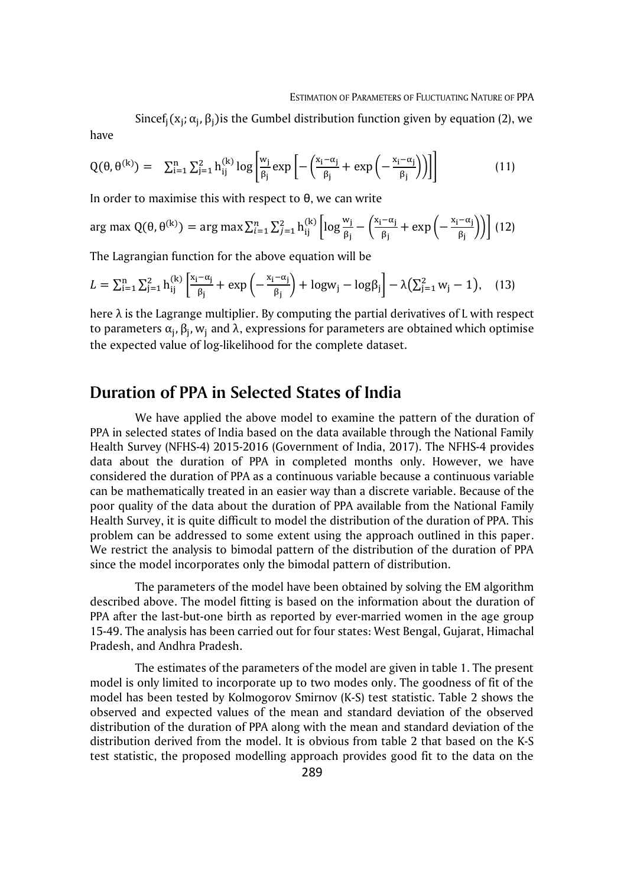Since $f_j(x_j; \alpha_j, \beta_j)$ is the Gumbel distribution function given by equation (2), we have

$$Q(\theta, \theta^{(k)}) = \sum_{i=1}^{n} \sum_{j=1}^{2} h_{ij}^{(k)} \log \left[ \frac{w_j}{\beta_j} \exp \left[ -\left( \frac{x_i - \alpha_j}{\beta_j} + \exp\left( -\frac{x_i - \alpha_j}{\beta_j} \right) \right) \right] \right] \quad (11)$$

In order to maximise this with respect to $\theta$, we can write

$$\arg\max Q(\theta, \theta^{(k)}) = \arg\max \sum_{i=1}^{n} \sum_{j=1}^{2} h_{ij}^{(k)} \left[ \log \frac{w_j}{\beta_j} - \left( \frac{x_i - \alpha_j}{\beta_j} + \exp\left( -\frac{x_i - \alpha_j}{\beta_j} \right) \right) \right] \quad (12)$$

The Lagrangian function for the above equation will be

$$L = \sum_{i=1}^{n} \sum_{j=1}^{2} h_{ij}^{(k)} \left[ \frac{x_i - \alpha_j}{\beta_j} + \exp\left( -\frac{x_i - \alpha_j}{\beta_j} \right) + \log w_j - \log \beta_j \right] - \lambda \left( \sum_{j=1}^{2} w_j - 1 \right), \quad (13)$$

here $\lambda$ is the Lagrange multiplier. By computing the partial derivatives of L with respect to parameters $\alpha_j$, $\beta_j$, $w_j$ and $\lambda$, expressions for parameters are obtained which optimise the expected value of log-likelihood for the complete dataset.

## Duration of PPA in Selected States of India

We have applied the above model to examine the pattern of the duration of PPA in selected states of India based on the data available through the National Family Health Survey (NFHS-4) 2015-2016 (Government of India, 2017). The NFHS-4 provides data about the duration of PPA in completed months only. However, we have considered the duration of PPA as a continuous variable because a continuous variable can be mathematically treated in an easier way than a discrete variable. Because of the poor quality of the data about the duration of PPA available from the National Family Health Survey, it is quite difficult to model the distribution of the duration of PPA. This problem can be addressed to some extent using the approach outlined in this paper. We restrict the analysis to bimodal pattern of the distribution of the duration of PPA since the model incorporates only the bimodal pattern of distribution.

The parameters of the model have been obtained by solving the EM algorithm described above. The model fitting is based on the information about the duration of PPA after the last-but-one birth as reported by ever-married women in the age group 15-49. The analysis has been carried out for four states: West Bengal, Gujarat, Himachal Pradesh, and Andhra Pradesh.

The estimates of the parameters of the model are given in table 1. The present model is only limited to incorporate up to two modes only. The goodness of fit of the model has been tested by Kolmogorov Smirnov (K-S) test statistic. Table 2 shows the observed and expected values of the mean and standard deviation of the observed distribution of the duration of PPA along with the mean and standard deviation of the distribution derived from the model. It is obvious from table 2 that based on the K-S test statistic, the proposed modelling approach provides good fit to the data on the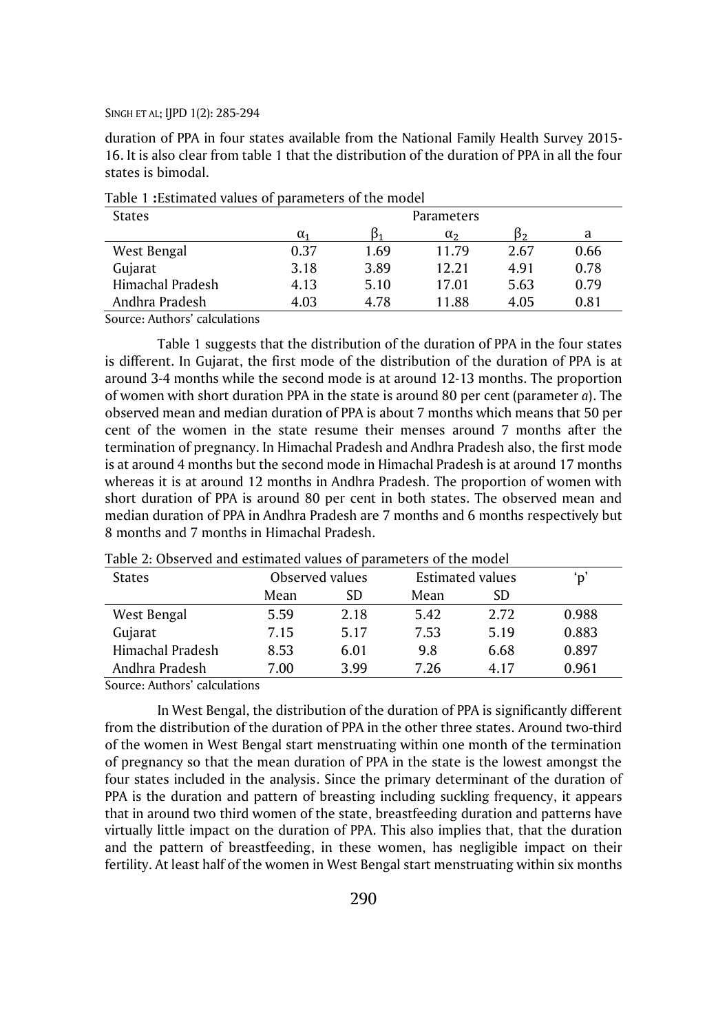duration of PPA in four states available from the National Family Health Survey 2015-16. It is also clear from table 1 that the distribution of the duration of PPA in all the four states is bimodal.

Table 1 **:**Estimated values of parameters of the model

| States | Parameters | | | | |
|---|---|---|---|---|---|
| | $\alpha_1$ | $\beta_1$ | $\alpha_2$ | $\beta_2$ | a |
| West Bengal | 0.37 | 1.69 | 11.79 | 2.67 | 0.66 |
| Gujarat | 3.18 | 3.89 | 12.21 | 4.91 | 0.78 |
| Himachal Pradesh | 4.13 | 5.10 | 17.01 | 5.63 | 0.79 |
| Andhra Pradesh | 4.03 | 4.78 | 11.88 | 4.05 | 0.81 |

Source: Authors' calculations

Table 1 suggests that the distribution of the duration of PPA in the four states is different. In Gujarat, the first mode of the distribution of the duration of PPA is at around 3-4 months while the second mode is at around 12-13 months. The proportion of women with short duration PPA in the state is around 80 per cent (parameter *a*). The observed mean and median duration of PPA is about 7 months which means that 50 per cent of the women in the state resume their menses around 7 months after the termination of pregnancy. In Himachal Pradesh and Andhra Pradesh also, the first mode is at around 4 months but the second mode in Himachal Pradesh is at around 17 months whereas it is at around 12 months in Andhra Pradesh. The proportion of women with short duration of PPA is around 80 per cent in both states. The observed mean and median duration of PPA in Andhra Pradesh are 7 months and 6 months respectively but 8 months and 7 months in Himachal Pradesh.

Table 2: Observed and estimated values of parameters of the model

| States | Observed values | | Estimated values | | 'p' |
|---|---|---|---|---|---|
| | Mean | SD | Mean | SD | |
| West Bengal | 5.59 | 2.18 | 5.42 | 2.72 | 0.988 |
| Gujarat | 7.15 | 5.17 | 7.53 | 5.19 | 0.883 |
| Himachal Pradesh | 8.53 | 6.01 | 9.8 | 6.68 | 0.897 |
| Andhra Pradesh | 7.00 | 3.99 | 7.26 | 4.17 | 0.961 |

Source: Authors' calculations

In West Bengal, the distribution of the duration of PPA is significantly different from the distribution of the duration of PPA in the other three states. Around two-third of the women in West Bengal start menstruating within one month of the termination of pregnancy so that the mean duration of PPA in the state is the lowest amongst the four states included in the analysis. Since the primary determinant of the duration of PPA is the duration and pattern of breasting including suckling frequency, it appears that in around two third women of the state, breastfeeding duration and patterns have virtually little impact on the duration of PPA. This also implies that, that the duration and the pattern of breastfeeding, in these women, has negligible impact on their fertility. At least half of the women in West Bengal start menstruating within six months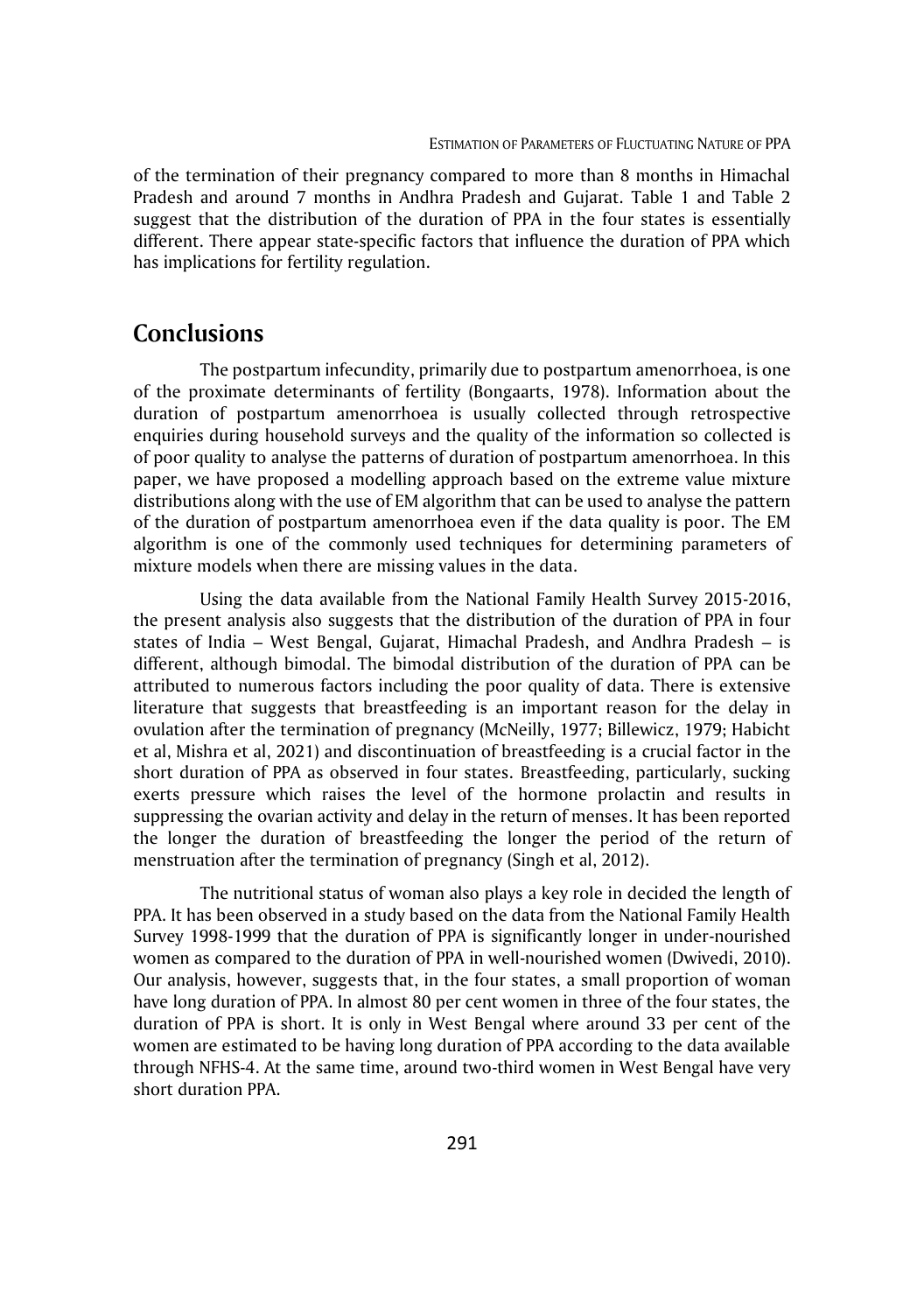of the termination of their pregnancy compared to more than 8 months in Himachal Pradesh and around 7 months in Andhra Pradesh and Gujarat. Table 1 and Table 2 suggest that the distribution of the duration of PPA in the four states is essentially different. There appear state-specific factors that influence the duration of PPA which has implications for fertility regulation.

## Conclusions

The postpartum infecundity, primarily due to postpartum amenorrhoea, is one of the proximate determinants of fertility (Bongaarts, 1978). Information about the duration of postpartum amenorrhoea is usually collected through retrospective enquiries during household surveys and the quality of the information so collected is of poor quality to analyse the patterns of duration of postpartum amenorrhoea. In this paper, we have proposed a modelling approach based on the extreme value mixture distributions along with the use of EM algorithm that can be used to analyse the pattern of the duration of postpartum amenorrhoea even if the data quality is poor. The EM algorithm is one of the commonly used techniques for determining parameters of mixture models when there are missing values in the data.

Using the data available from the National Family Health Survey 2015-2016, the present analysis also suggests that the distribution of the duration of PPA in four states of India – West Bengal, Gujarat, Himachal Pradesh, and Andhra Pradesh – is different, although bimodal. The bimodal distribution of the duration of PPA can be attributed to numerous factors including the poor quality of data. There is extensive literature that suggests that breastfeeding is an important reason for the delay in ovulation after the termination of pregnancy (McNeilly, 1977; Billewicz, 1979; Habicht et al, Mishra et al, 2021) and discontinuation of breastfeeding is a crucial factor in the short duration of PPA as observed in four states. Breastfeeding, particularly, sucking exerts pressure which raises the level of the hormone prolactin and results in suppressing the ovarian activity and delay in the return of menses. It has been reported the longer the duration of breastfeeding the longer the period of the return of menstruation after the termination of pregnancy (Singh et al, 2012).

The nutritional status of woman also plays a key role in decided the length of PPA. It has been observed in a study based on the data from the National Family Health Survey 1998-1999 that the duration of PPA is significantly longer in under-nourished women as compared to the duration of PPA in well-nourished women (Dwivedi, 2010). Our analysis, however, suggests that, in the four states, a small proportion of woman have long duration of PPA. In almost 80 per cent women in three of the four states, the duration of PPA is short. It is only in West Bengal where around 33 per cent of the women are estimated to be having long duration of PPA according to the data available through NFHS-4. At the same time, around two-third women in West Bengal have very short duration PPA.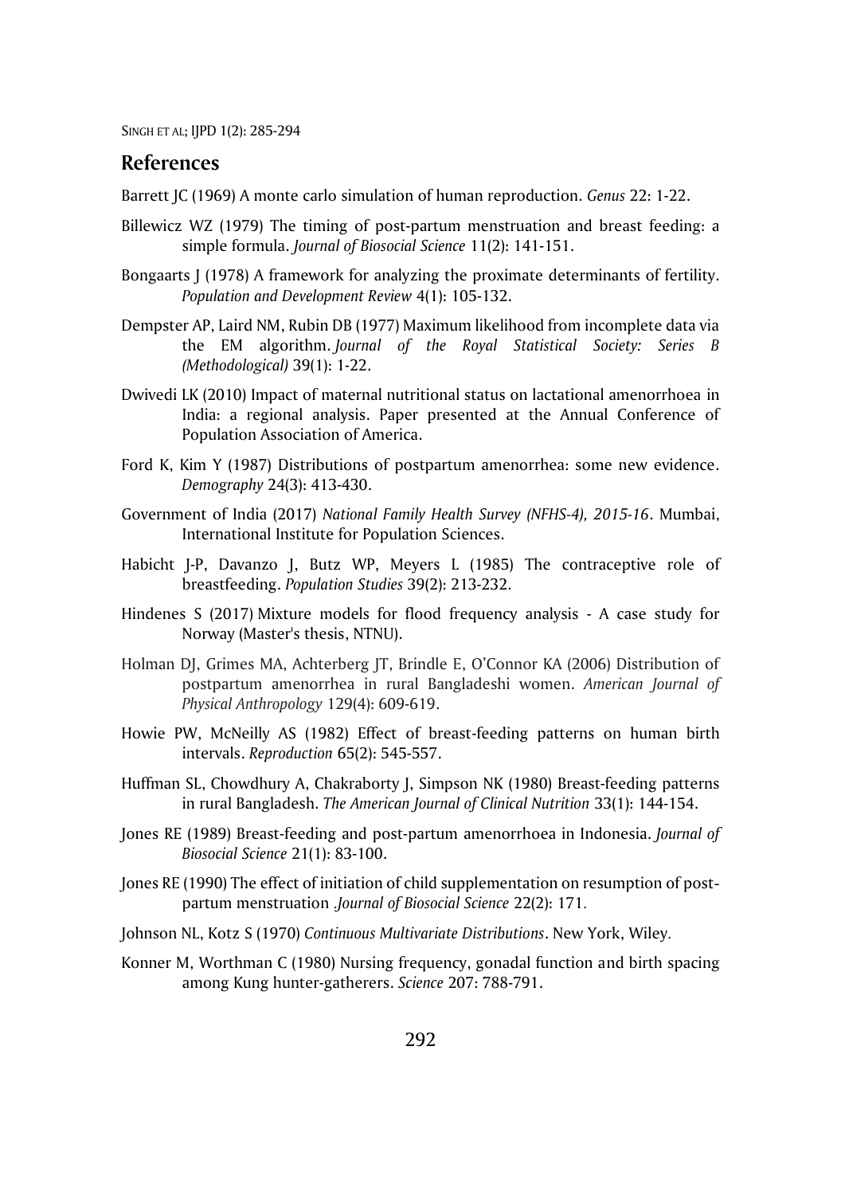## References

Barrett JC (1969) A monte carlo simulation of human reproduction. *Genus* 22: 1-22.

Billewicz WZ (1979) The timing of post-partum menstruation and breast feeding: a simple formula. *Journal of Biosocial Science* 11(2): 141-151.

Bongaarts J (1978) A framework for analyzing the proximate determinants of fertility. *Population and Development Review* 4(1): 105-132.

Dempster AP, Laird NM, Rubin DB (1977) Maximum likelihood from incomplete data via the EM algorithm. *Journal of the Royal Statistical Society: Series B (Methodological)* 39(1): 1-22.

Dwivedi LK (2010) Impact of maternal nutritional status on lactational amenorrhoea in India: a regional analysis. Paper presented at the Annual Conference of Population Association of America.

Ford K, Kim Y (1987) Distributions of postpartum amenorrhea: some new evidence. *Demography* 24(3): 413-430.

Government of India (2017) *National Family Health Survey (NFHS-4), 2015-16*. Mumbai, International Institute for Population Sciences.

Habicht J-P, Davanzo J, Butz WP, Meyers L (1985) The contraceptive role of breastfeeding. *Population Studies* 39(2): 213-232.

Hindenes S (2017) Mixture models for flood frequency analysis - A case study for Norway (Master's thesis, NTNU).

Holman DJ, Grimes MA, Achterberg JT, Brindle E, O'Connor KA (2006) Distribution of postpartum amenorrhea in rural Bangladeshi women. *American Journal of Physical Anthropology* 129(4): 609-619.

Howie PW, McNeilly AS (1982) Effect of breast-feeding patterns on human birth intervals. *Reproduction* 65(2): 545-557.

Huffman SL, Chowdhury A, Chakraborty J, Simpson NK (1980) Breast-feeding patterns in rural Bangladesh. *The American Journal of Clinical Nutrition* 33(1): 144-154.

Jones RE (1989) Breast-feeding and post-partum amenorrhoea in Indonesia. *Journal of Biosocial Science* 21(1): 83-100.

Jones RE (1990) The effect of initiation of child supplementation on resumption of post-partum menstruation. *Journal of Biosocial Science* 22(2): 171.

Johnson NL, Kotz S (1970) *Continuous Multivariate Distributions*. New York, Wiley.

Konner M, Worthman C (1980) Nursing frequency, gonadal function and birth spacing among Kung hunter-gatherers. *Science* 207: 788-791.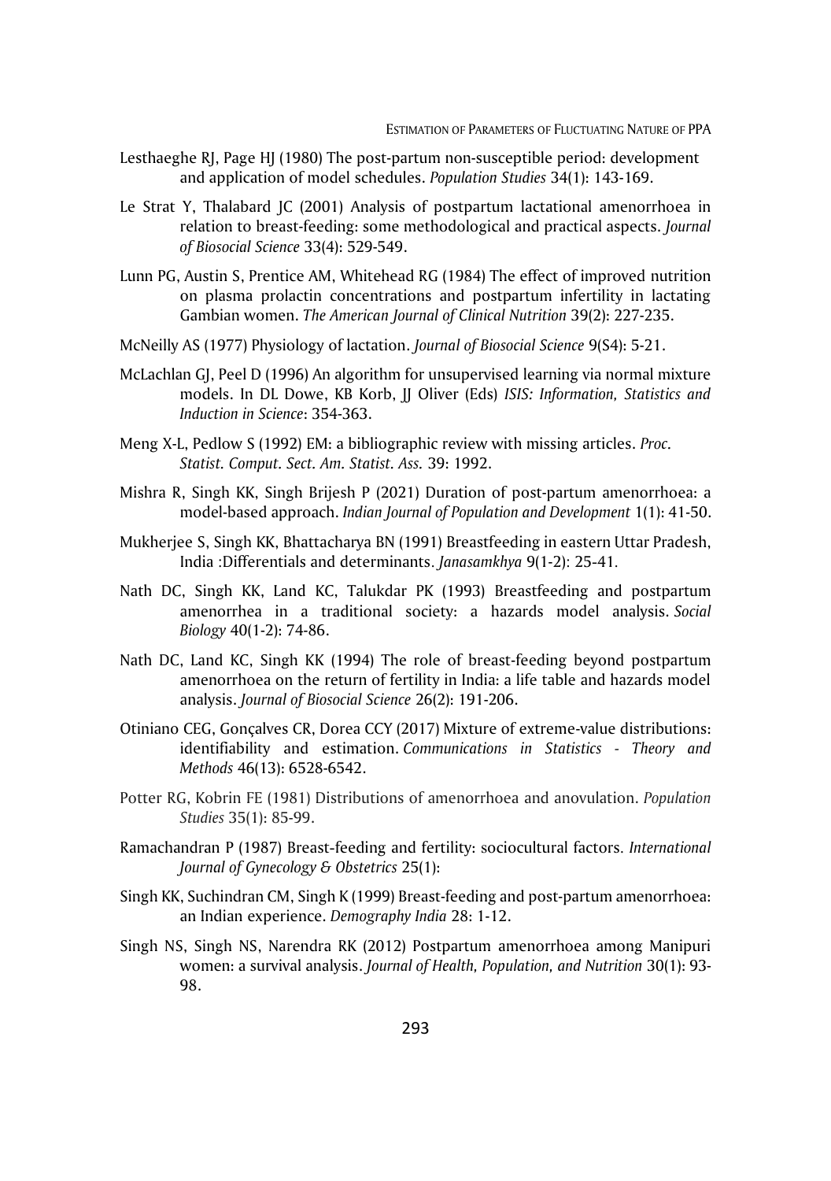Lesthaeghe RJ, Page HJ (1980) The post-partum non-susceptible period: development and application of model schedules. *Population Studies* 34(1): 143-169.

Le Strat Y, Thalabard JC (2001) Analysis of postpartum lactational amenorrhoea in relation to breast-feeding: some methodological and practical aspects. *Journal of Biosocial Science* 33(4): 529-549.

Lunn PG, Austin S, Prentice AM, Whitehead RG (1984) The effect of improved nutrition on plasma prolactin concentrations and postpartum infertility in lactating Gambian women. *The American Journal of Clinical Nutrition* 39(2): 227-235.

McNeilly AS (1977) Physiology of lactation. *Journal of Biosocial Science* 9(S4): 5-21.

McLachlan GJ, Peel D (1996) An algorithm for unsupervised learning via normal mixture models. In DL Dowe, KB Korb, JJ Oliver (Eds) *ISIS: Information, Statistics and Induction in Science*: 354-363.

Meng X-L, Pedlow S (1992) EM: a bibliographic review with missing articles. *Proc. Statist. Comput. Sect. Am. Statist. Ass.* 39: 1992.

Mishra R, Singh KK, Singh Brijesh P (2021) Duration of post-partum amenorrhoea: a model-based approach. *Indian Journal of Population and Development* 1(1): 41-50.

Mukherjee S, Singh KK, Bhattacharya BN (1991) Breastfeeding in eastern Uttar Pradesh, India :Differentials and determinants. *Janasamkhya* 9(1-2): 25-41.

Nath DC, Singh KK, Land KC, Talukdar PK (1993) Breastfeeding and postpartum amenorrhea in a traditional society: a hazards model analysis. *Social Biology* 40(1-2): 74-86.

Nath DC, Land KC, Singh KK (1994) The role of breast-feeding beyond postpartum amenorrhoea on the return of fertility in India: a life table and hazards model analysis. *Journal of Biosocial Science* 26(2): 191-206.

Otiniano CEG, Gonçalves CR, Dorea CCY (2017) Mixture of extreme-value distributions: identifiability and estimation. *Communications in Statistics - Theory and Methods* 46(13): 6528-6542.

Potter RG, Kobrin FE (1981) Distributions of amenorrhoea and anovulation. *Population Studies* 35(1): 85-99.

Ramachandran P (1987) Breast-feeding and fertility: sociocultural factors. *International Journal of Gynecology & Obstetrics* 25(1):

Singh KK, Suchindran CM, Singh K (1999) Breast-feeding and post-partum amenorrhoea: an Indian experience. *Demography India* 28: 1-12.

Singh NS, Singh NS, Narendra RK (2012) Postpartum amenorrhoea among Manipuri women: a survival analysis. *Journal of Health, Population, and Nutrition* 30(1): 93-98.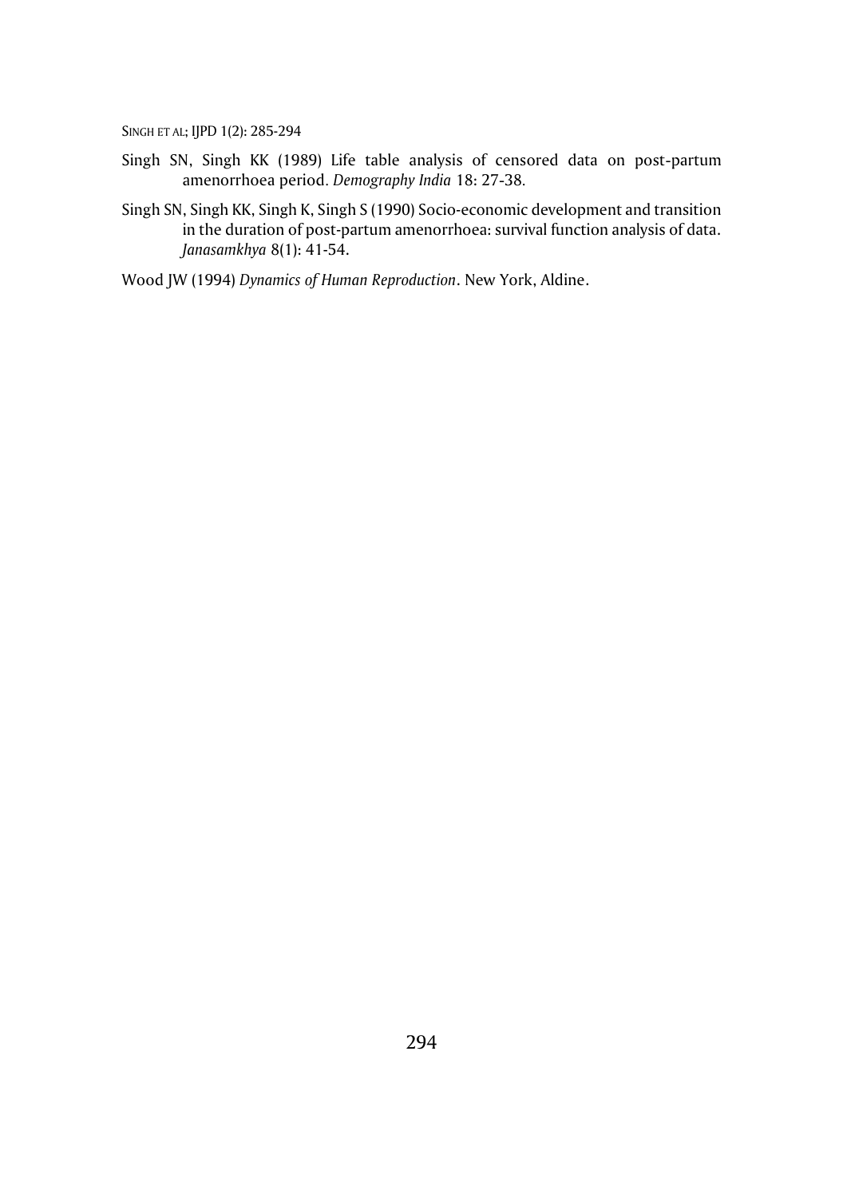Singh SN, Singh KK (1989) Life table analysis of censored data on post-partum amenorrhoea period. *Demography India* 18: 27-38.

Singh SN, Singh KK, Singh K, Singh S (1990) Socio-economic development and transition in the duration of post-partum amenorrhoea: survival function analysis of data. *Janasamkhya* 8(1): 41-54.

Wood JW (1994) *Dynamics of Human Reproduction*. New York, Aldine.